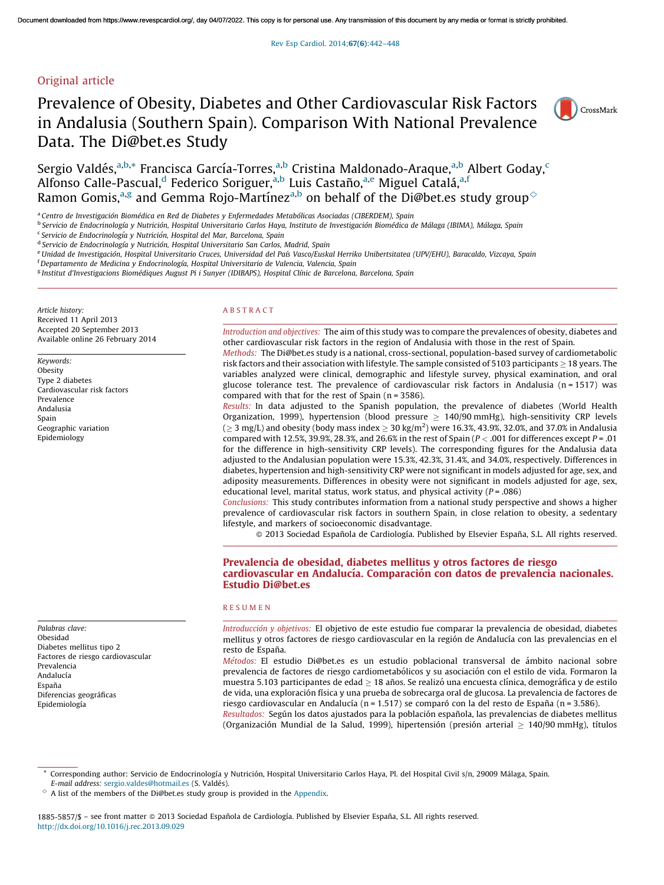Original article

# Prevalence of Obesity, Diabetes and Other Cardiovascular Risk Factors in Andalusia (Southern Spain). Comparison With National Prevalence Data. The Di@bet.es Study

Sergio Valdés,[a,b,*] Francisca García-Torres,[a,b] Cristina Maldonado-Araque,[a,b] Albert Goday,[c] Alfonso Calle-Pascual,[d] Federico Soriguer,[a,b] Luis Castaño,[a,e] Miguel Catalá,[a,f] Ramon Gomis,[a,g] and Gemma Rojo-Martínez[a,b] on behalf of the Di@bet.es study group[◇]

[a] Centro de Investigación Biomédica en Red de Diabetes y Enfermedades Metabólicas Asociadas (CIBERDEM), Spain
[b] Servicio de Endocrinología y Nutrición, Hospital Universitario Carlos Haya, Instituto de Investigación Biomédica de Málaga (IBIMA), Málaga, Spain
[c] Servicio de Endocrinología y Nutrición, Hospital del Mar, Barcelona, Spain
[d] Servicio de Endocrinología y Nutrición, Hospital Universitario San Carlos, Madrid, Spain
[e] Unidad de Investigación, Hospital Universitario Cruces, Universidad del País Vasco/Euskal Herriko Unibertsitatea (UPV/EHU), Baracaldo, Vizcaya, Spain
[f] Departamento de Medicina y Endocrinología, Hospital Universitario de Valencia, Valencia, Spain
[g] Institut d'Investigacions Biomèdiques August Pi i Sunyer (IDIBAPS), Hospital Clínic de Barcelona, Barcelona, Spain

*Article history:*
Received 11 April 2013
Accepted 20 September 2013
Available online 26 February 2014

*Keywords:*
Obesity
Type 2 diabetes
Cardiovascular risk factors
Prevalence
Andalusia
Spain
Geographic variation
Epidemiology

## ABSTRACT

*Introduction and objectives:* The aim of this study was to compare the prevalences of obesity, diabetes and other cardiovascular risk factors in the region of Andalusia with those in the rest of Spain.

*Methods:* The Di@bet.es study is a national, cross-sectional, population-based survey of cardiometabolic risk factors and their association with lifestyle. The sample consisted of 5103 participants ≥ 18 years. The variables analyzed were clinical, demographic and lifestyle survey, physical examination, and oral glucose tolerance test. The prevalence of cardiovascular risk factors in Andalusia (n = 1517) was compared with that for the rest of Spain (n = 3586).

*Results:* In data adjusted to the Spanish population, the prevalence of diabetes (World Health Organization, 1999), hypertension (blood pressure ≥ 140/90 mmHg), high-sensitivity CRP levels (≥ 3 mg/L) and obesity (body mass index ≥ 30 kg/m$^2$) were 16.3%, 43.9%, 32.0%, and 37.0% in Andalusia compared with 12.5%, 39.9%, 28.3%, and 26.6% in the rest of Spain ($P < .001$ for differences except $P = .01$ for the difference in high-sensitivity CRP levels). The corresponding figures for the Andalusia data adjusted to the Andalusian population were 15.3%, 42.3%, 31.4%, and 34.0%, respectively. Differences in diabetes, hypertension and high-sensitivity CRP were not significant in models adjusted for age, sex, and adiposity measurements. Differences in obesity were not significant in models adjusted for age, sex, educational level, marital status, work status, and physical activity ($P = .086$)

*Conclusions:* This study contributes information from a national study perspective and shows a higher prevalence of cardiovascular risk factors in southern Spain, in close relation to obesity, a sedentary lifestyle, and markers of socioeconomic disadvantage.

© 2013 Sociedad Española de Cardiología. Published by Elsevier España, S.L. All rights reserved.

## Prevalencia de obesidad, diabetes mellitus y otros factores de riesgo cardiovascular en Andalucía. Comparación con datos de prevalencia nacionales. Estudio Di@bet.es

*Palabras clave:*
Obesidad
Diabetes mellitus tipo 2
Factores de riesgo cardiovascular
Prevalencia
Andalucía
España
Diferencias geográficas
Epidemiología

## RESUMEN

*Introducción y objetivos:* El objetivo de este estudio fue comparar la prevalencia de obesidad, diabetes mellitus y otros factores de riesgo cardiovascular en la región de Andalucía con las prevalencias en el resto de España.

*Métodos:* El estudio Di@bet.es es un estudio poblacional transversal de ámbito nacional sobre prevalencia de factores de riesgo cardiometabólicos y su asociación con el estilo de vida. Formaron la muestra 5.103 participantes de edad ≥ 18 años. Se realizó una encuesta clínica, demográfica y de estilo de vida, una exploración física y una prueba de sobrecarga oral de glucosa. La prevalencia de factores de riesgo cardiovascular en Andalucía (n = 1.517) se comparó con la del resto de España (n = 3.586).

*Resultados:* Según los datos ajustados para la población española, las prevalencias de diabetes mellitus (Organización Mundial de la Salud, 1999), hipertensión (presión arterial ≥ 140/90 mmHg), títulos

* Corresponding author: Servicio de Endocrinología y Nutrición, Hospital Universitario Carlos Haya, Pl. del Hospital Civil s/n, 29009 Málaga, Spain.
*E-mail address:* sergio.valdes@hotmail.es (S. Valdés).

◇ A list of the members of the Di@bet.es study group is provided in the Appendix.

1885-5857/$ – see front matter © 2013 Sociedad Española de Cardiología. Published by Elsevier España, S.L. All rights reserved.
http://dx.doi.org/10.1016/j.rec.2013.09.029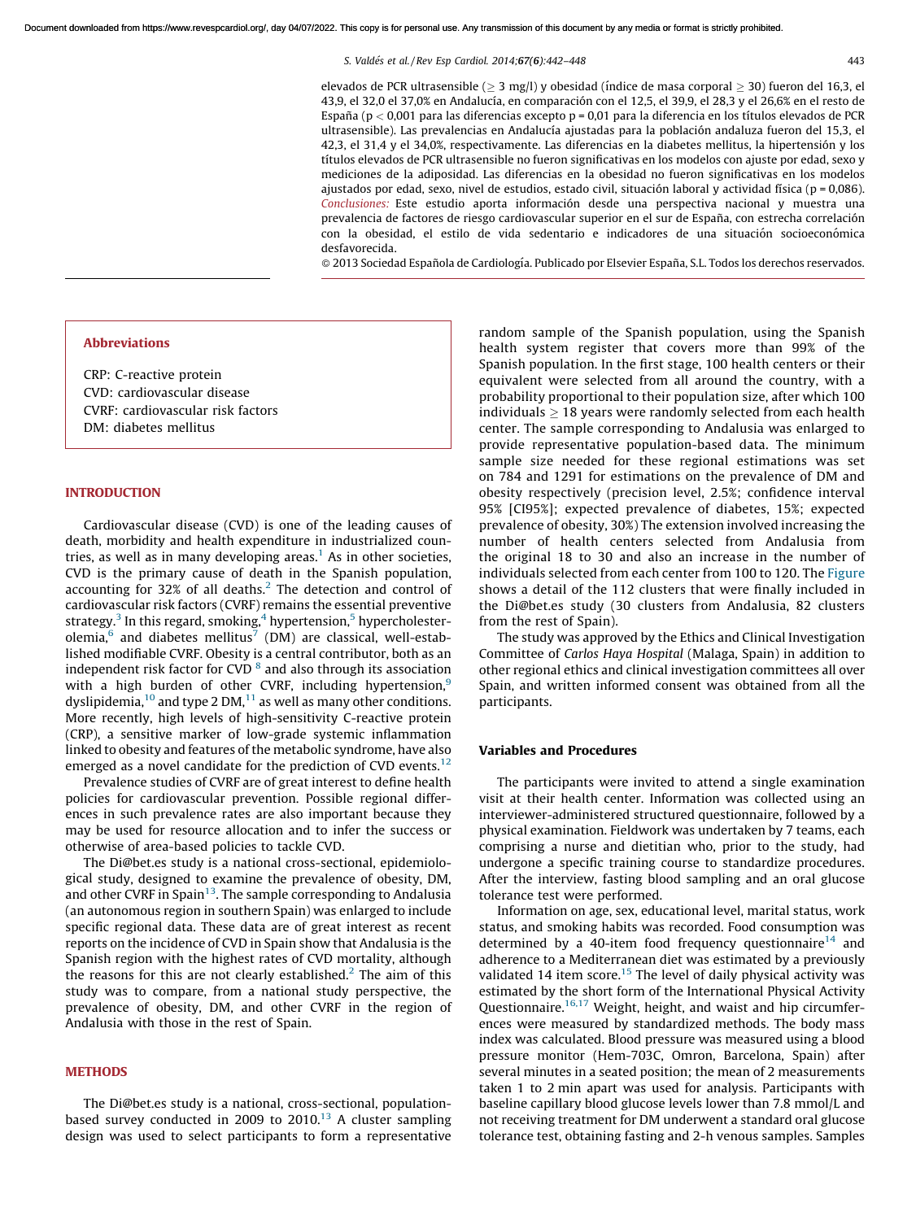elevados de PCR ultrasensible (≥ 3 mg/l) y obesidad (índice de masa corporal ≥ 30) fueron del 16,3, el 43,9, el 32,0 el 37,0% en Andalucía, en comparación con el 12,5, el 39,9, el 28,3 y el 26,6% en el resto de España (p < 0,001 para las diferencias excepto p = 0,01 para la diferencia en los títulos elevados de PCR ultrasensible). Las prevalencias en Andalucía ajustadas para la población andaluza fueron del 15,3, el 42,3, el 31,4 y el 34,0%, respectivamente. Las diferencias en la diabetes mellitus, la hipertensión y los títulos elevados de PCR ultrasensible no fueron significativas en los modelos con ajuste por edad, sexo y mediciones de la adiposidad. Las diferencias en la obesidad no fueron significativas en los modelos ajustados por edad, sexo, nivel de estudios, estado civil, situación laboral y actividad física (p = 0,086). *Conclusiones:* Este estudio aporta información desde una perspectiva nacional y muestra una prevalencia de factores de riesgo cardiovascular superior en el sur de España, con estrecha correlación con la obesidad, el estilo de vida sedentario e indicadores de una situación socioeconómica desfavorecida.

© 2013 Sociedad Española de Cardiología. Publicado por Elsevier España, S.L. Todos los derechos reservados.

**Abbreviations**

CRP: C-reactive protein
CVD: cardiovascular disease
CVRF: cardiovascular risk factors
DM: diabetes mellitus

## INTRODUCTION

Cardiovascular disease (CVD) is one of the leading causes of death, morbidity and health expenditure in industrialized countries, as well as in many developing areas.[1] As in other societies, CVD is the primary cause of death in the Spanish population, accounting for 32% of all deaths.[2] The detection and control of cardiovascular risk factors (CVRF) remains the essential preventive strategy.[3] In this regard, smoking,[4] hypertension,[5] hypercholesterolemia,[6] and diabetes mellitus[7] (DM) are classical, well-established modifiable CVRF. Obesity is a central contributor, both as an independent risk factor for CVD [8] and also through its association with a high burden of other CVRF, including hypertension,[9] dyslipidemia,[10] and type 2 DM,[11] as well as many other conditions. More recently, high levels of high-sensitivity C-reactive protein (CRP), a sensitive marker of low-grade systemic inflammation linked to obesity and features of the metabolic syndrome, have also emerged as a novel candidate for the prediction of CVD events.[12]

Prevalence studies of CVRF are of great interest to define health policies for cardiovascular prevention. Possible regional differences in such prevalence rates are also important because they may be used for resource allocation and to infer the success or otherwise of area-based policies to tackle CVD.

The Di@bet.es study is a national cross-sectional, epidemiological study, designed to examine the prevalence of obesity, DM, and other CVRF in Spain[13]. The sample corresponding to Andalusia (an autonomous region in southern Spain) was enlarged to include specific regional data. These data are of great interest as recent reports on the incidence of CVD in Spain show that Andalusia is the Spanish region with the highest rates of CVD mortality, although the reasons for this are not clearly established.[2] The aim of this study was to compare, from a national study perspective, the prevalence of obesity, DM, and other CVRF in the region of Andalusia with those in the rest of Spain.

## METHODS

The Di@bet.es study is a national, cross-sectional, population-based survey conducted in 2009 to 2010.[13] A cluster sampling design was used to select participants to form a representative random sample of the Spanish population, using the Spanish health system register that covers more than 99% of the Spanish population. In the first stage, 100 health centers or their equivalent were selected from all around the country, with a probability proportional to their population size, after which 100 individuals ≥ 18 years were randomly selected from each health center. The sample corresponding to Andalusia was enlarged to provide representative population-based data. The minimum sample size needed for these regional estimations was set on 784 and 1291 for estimations on the prevalence of DM and obesity respectively (precision level, 2.5%; confidence interval 95% [CI95%]; expected prevalence of diabetes, 15%; expected prevalence of obesity, 30%) The extension involved increasing the number of health centers selected from Andalusia from the original 18 to 30 and also an increase in the number of individuals selected from each center from 100 to 120. The Figure shows a detail of the 112 clusters that were finally included in the Di@bet.es study (30 clusters from Andalusia, 82 clusters from the rest of Spain).

The study was approved by the Ethics and Clinical Investigation Committee of *Carlos Haya Hospital* (Malaga, Spain) in addition to other regional ethics and clinical investigation committees all over Spain, and written informed consent was obtained from all the participants.

### Variables and Procedures

The participants were invited to attend a single examination visit at their health center. Information was collected using an interviewer-administered structured questionnaire, followed by a physical examination. Fieldwork was undertaken by 7 teams, each comprising a nurse and dietitian who, prior to the study, had undergone a specific training course to standardize procedures. After the interview, fasting blood sampling and an oral glucose tolerance test were performed.

Information on age, sex, educational level, marital status, work status, and smoking habits was recorded. Food consumption was determined by a 40-item food frequency questionnaire[14] and adherence to a Mediterranean diet was estimated by a previously validated 14 item score.[15] The level of daily physical activity was estimated by the short form of the International Physical Activity Questionnaire.[16,17] Weight, height, and waist and hip circumferences were measured by standardized methods. The body mass index was calculated. Blood pressure was measured using a blood pressure monitor (Hem-703C, Omron, Barcelona, Spain) after several minutes in a seated position; the mean of 2 measurements taken 1 to 2 min apart was used for analysis. Participants with baseline capillary blood glucose levels lower than 7.8 mmol/L and not receiving treatment for DM underwent a standard oral glucose tolerance test, obtaining fasting and 2-h venous samples. Samples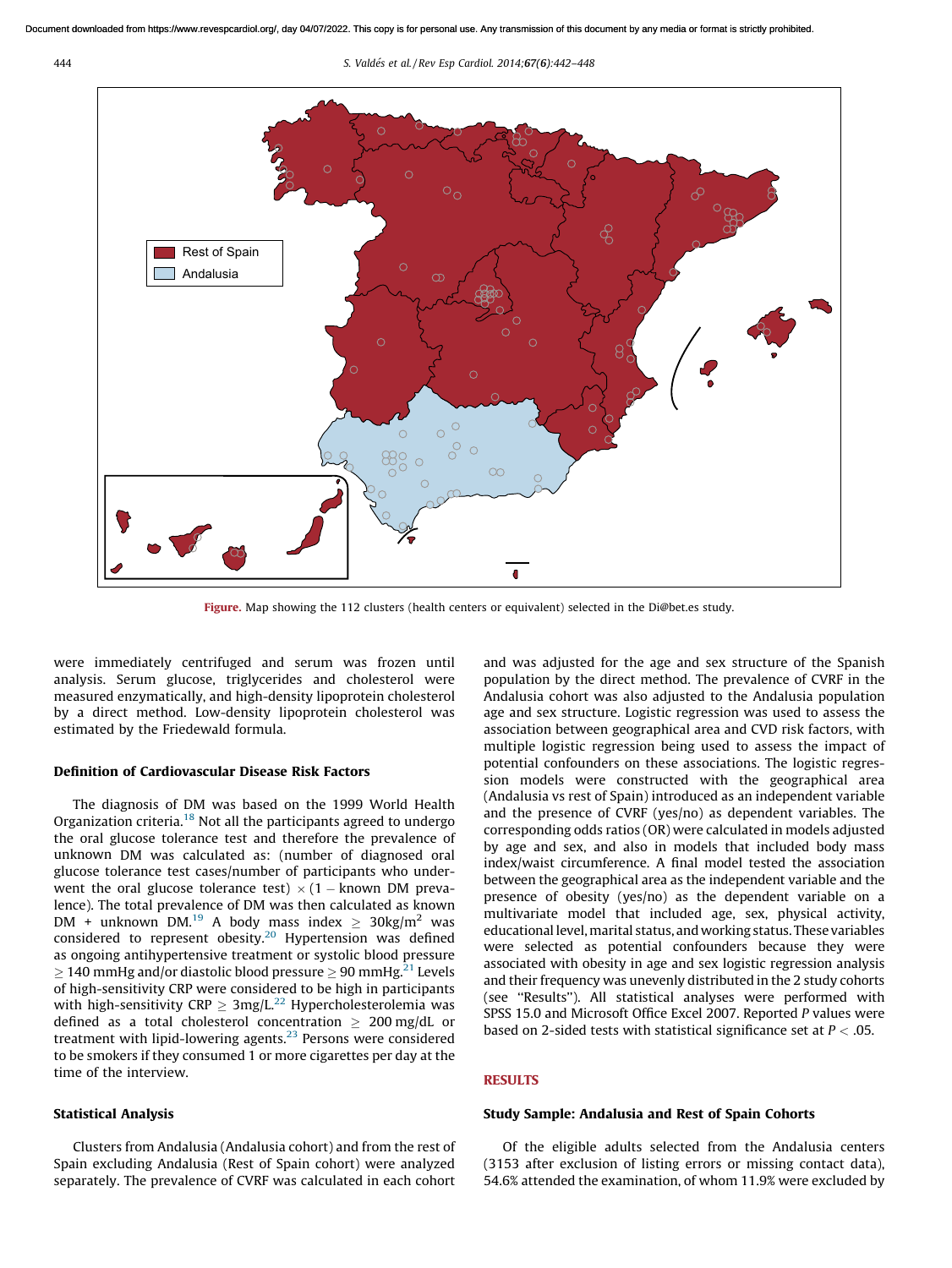Figure. Map showing the 112 clusters (health centers or equivalent) selected in the Di@bet.es study.

were immediately centrifuged and serum was frozen until analysis. Serum glucose, triglycerides and cholesterol were measured enzymatically, and high-density lipoprotein cholesterol by a direct method. Low-density lipoprotein cholesterol was estimated by the Friedewald formula.

### Definition of Cardiovascular Disease Risk Factors

The diagnosis of DM was based on the 1999 World Health Organization criteria.[18] Not all the participants agreed to undergo the oral glucose tolerance test and therefore the prevalence of unknown DM was calculated as: (number of diagnosed oral glucose tolerance test cases/number of participants who underwent the oral glucose tolerance test) $\times$ (1 $-$ known DM prevalence). The total prevalence of DM was then calculated as known DM + unknown DM.[19] A body mass index $\geq$ 30kg/m$^2$ was considered to represent obesity.[20] Hypertension was defined as ongoing antihypertensive treatment or systolic blood pressure $\geq$ 140 mmHg and/or diastolic blood pressure $\geq$ 90 mmHg.[21] Levels of high-sensitivity CRP were considered to be high in participants with high-sensitivity CRP $\geq$ 3mg/L.[22] Hypercholesterolemia was defined as a total cholesterol concentration $\geq$ 200 mg/dL or treatment with lipid-lowering agents.[23] Persons were considered to be smokers if they consumed 1 or more cigarettes per day at the time of the interview.

### Statistical Analysis

Clusters from Andalusia (Andalusia cohort) and from the rest of Spain excluding Andalusia (Rest of Spain cohort) were analyzed separately. The prevalence of CVRF was calculated in each cohort and was adjusted for the age and sex structure of the Spanish population by the direct method. The prevalence of CVRF in the Andalusia cohort was also adjusted to the Andalusia population age and sex structure. Logistic regression was used to assess the association between geographical area and CVD risk factors, with multiple logistic regression being used to assess the impact of potential confounders on these associations. The logistic regression models were constructed with the geographical area (Andalusia vs rest of Spain) introduced as an independent variable and the presence of CVRF (yes/no) as dependent variables. The corresponding odds ratios (OR) were calculated in models adjusted by age and sex, and also in models that included body mass index/waist circumference. A final model tested the association between the geographical area as the independent variable and the presence of obesity (yes/no) as the dependent variable on a multivariate model that included age, sex, physical activity, educational level, marital status, and working status. These variables were selected as potential confounders because they were associated with obesity in age and sex logistic regression analysis and their frequency was unevenly distributed in the 2 study cohorts (see "Results"). All statistical analyses were performed with SPSS 15.0 and Microsoft Office Excel 2007. Reported *P* values were based on 2-sided tests with statistical significance set at $P < .05$.

## RESULTS

### Study Sample: Andalusia and Rest of Spain Cohorts

Of the eligible adults selected from the Andalusia centers (3153 after exclusion of listing errors or missing contact data), 54.6% attended the examination, of whom 11.9% were excluded by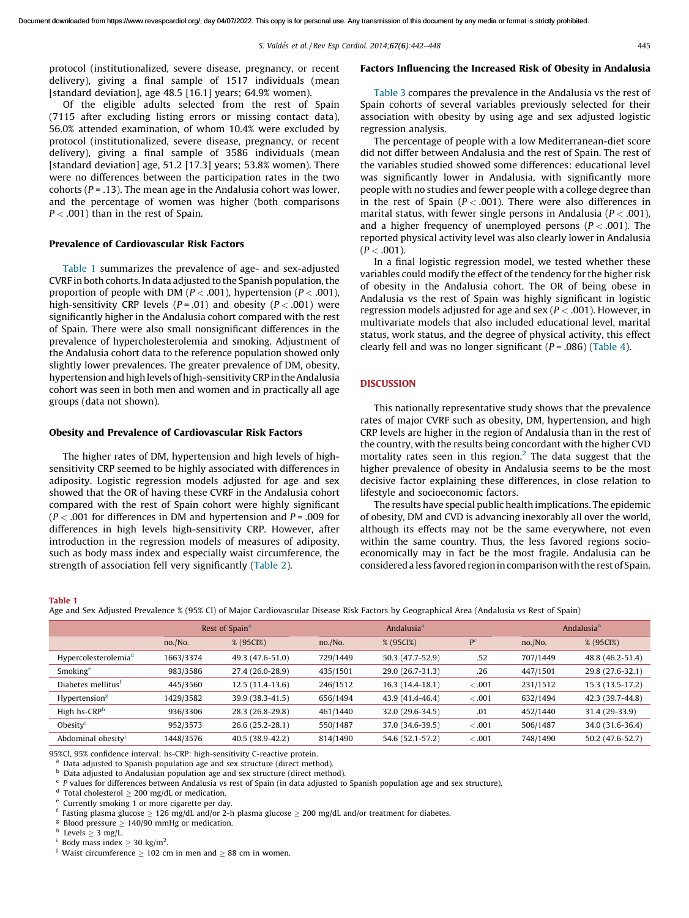protocol (institutionalized, severe disease, pregnancy, or recent delivery), giving a final sample of 1517 individuals (mean [standard deviation], age 48.5 [16.1] years; 64.9% women).

Of the eligible adults selected from the rest of Spain (7115 after excluding listing errors or missing contact data), 56.0% attended examination, of whom 10.4% were excluded by protocol (institutionalized, severe disease, pregnancy, or recent delivery), giving a final sample of 3586 individuals (mean [standard deviation] age, 51.2 [17.3] years; 53.8% women). There were no differences between the participation rates in the two cohorts ($P = .13$). The mean age in the Andalusia cohort was lower, and the percentage of women was higher (both comparisons $P < .001$) than in the rest of Spain.

### Prevalence of Cardiovascular Risk Factors

Table 1 summarizes the prevalence of age- and sex-adjusted CVRF in both cohorts. In data adjusted to the Spanish population, the proportion of people with DM ($P < .001$), hypertension ($P < .001$), high-sensitivity CRP levels ($P = .01$) and obesity ($P < .001$) were significantly higher in the Andalusia cohort compared with the rest of Spain. There were also small nonsignificant differences in the prevalence of hypercholesterolemia and smoking. Adjustment of the Andalusia cohort data to the reference population showed only slightly lower prevalences. The greater prevalence of DM, obesity, hypertension and high levels of high-sensitivity CRP in the Andalusia cohort was seen in both men and women and in practically all age groups (data not shown).

### Obesity and Prevalence of Cardiovascular Risk Factors

The higher rates of DM, hypertension and high levels of high-sensitivity CRP seemed to be highly associated with differences in adiposity. Logistic regression models adjusted for age and sex showed that the OR of having these CVRF in the Andalusia cohort compared with the rest of Spain cohort were highly significant ($P < .001$ for differences in DM and hypertension and $P = .009$ for differences in high levels high-sensitivity CRP. However, after introduction in the regression models of measures of adiposity, such as body mass index and especially waist circumference, the strength of association fell very significantly (Table 2).

### Factors Influencing the Increased Risk of Obesity in Andalusia

Table 3 compares the prevalence in the Andalusia vs the rest of Spain cohorts of several variables previously selected for their association with obesity by using age and sex adjusted logistic regression analysis.

The percentage of people with a low Mediterranean-diet score did not differ between Andalusia and the rest of Spain. The rest of the variables studied showed some differences: educational level was significantly lower in Andalusia, with significantly more people with no studies and fewer people with a college degree than in the rest of Spain ($P < .001$). There were also differences in marital status, with fewer single persons in Andalusia ($P < .001$), and a higher frequency of unemployed persons ($P < .001$). The reported physical activity level was also clearly lower in Andalusia ($P < .001$).

In a final logistic regression model, we tested whether these variables could modify the effect of the tendency for the higher risk of obesity in the Andalusia cohort. The OR of being obese in Andalusia vs the rest of Spain was highly significant in logistic regression models adjusted for age and sex ($P < .001$). However, in multivariate models that also included educational level, marital status, work status, and the degree of physical activity, this effect clearly fell and was no longer significant ($P = .086$) (Table 4).

## DISCUSSION

This nationally representative study shows that the prevalence rates of major CVRF such as obesity, DM, hypertension, and high CRP levels are higher in the region of Andalusia than in the rest of the country, with the results being concordant with the higher CVD mortality rates seen in this region.[2] The data suggest that the higher prevalence of obesity in Andalusia seems to be the most decisive factor explaining these differences, in close relation to lifestyle and socioeconomic factors.

The results have special public health implications. The epidemic of obesity, DM and CVD is advancing inexorably all over the world, although its effects may not be the same everywhere, not even within the same country. Thus, the less favored regions socioeconomically may in fact be the most fragile. Andalusia can be considered a less favored region in comparison with the rest of Spain.

**Table 1**
Age and Sex Adjusted Prevalence % (95% CI) of Major Cardiovascular Disease Risk Factors by Geographical Area (Andalusia vs Rest of Spain)

| | Rest of Spain[a] | | Andalusia[a] | | | Andalusia[b] | |
|---|---|---|---|---|---|---|---|
| | no./No. | % (95CI%) | no./No. | % (95CI%) | P[c] | no./No. | % (95CI%) |
| Hypercolesterolemia[d] | 1663/3374 | 49.3 (47.6-51.0) | 729/1449 | 50.3 (47.7-52.9) | .52 | 707/1449 | 48.8 (46.2-51.4) |
| Smoking[e] | 983/3586 | 27.4 (26.0-28.9) | 435/1501 | 29.0 (26.7-31.3) | .26 | 447/1501 | 29.8 (27.6-32.1) |
| Diabetes mellitus[f] | 445/3560 | 12.5 (11.4-13.6) | 246/1512 | 16.3 (14.4-18.1) | <.001 | 231/1512 | 15.3 (13.5-17.2) |
| Hypertension[g] | 1429/3582 | 39.9 (38.3-41.5) | 656/1494 | 43.9 (41.4-46.4) | <.001 | 632/1494 | 42.3 (39.7-44.8) |
| High hs-CRP[h] | 936/3306 | 28.3 (26.8-29.8) | 461/1440 | 32.0 (29.6-34.5) | .01 | 452/1440 | 31.4 (29-33.9) |
| Obesity[i] | 952/3573 | 26.6 (25.2-28.1) | 550/1487 | 37.0 (34.6-39.5) | <.001 | 506/1487 | 34.0 (31.6-36.4) |
| Abdominal obesity[j] | 1448/3576 | 40.5 (38.9-42.2) | 814/1490 | 54.6 (52.1-57.2) | <.001 | 748/1490 | 50.2 (47.6-52.7) |

95%CI, 95% confidence interval; hs-CRP: high-sensitivity C-reactive protein.
[a] Data adjusted to Spanish population age and sex structure (direct method).
[b] Data adjusted to Andalusian population age and sex structure (direct method).
[c] P values for differences between Andalusia vs rest of Spain (in data adjusted to Spanish population age and sex structure).
[d] Total cholesterol ≥ 200 mg/dL or medication.
[e] Currently smoking 1 or more cigarette per day.
[f] Fasting plasma glucose ≥ 126 mg/dL and/or 2-h plasma glucose ≥ 200 mg/dL and/or treatment for diabetes.
[g] Blood pressure ≥ 140/90 mmHg or medication.
[h] Levels ≥ 3 mg/L.
[i] Body mass index ≥ 30 kg/m$^2$.
[j] Waist circumference ≥ 102 cm in men and ≥ 88 cm in women.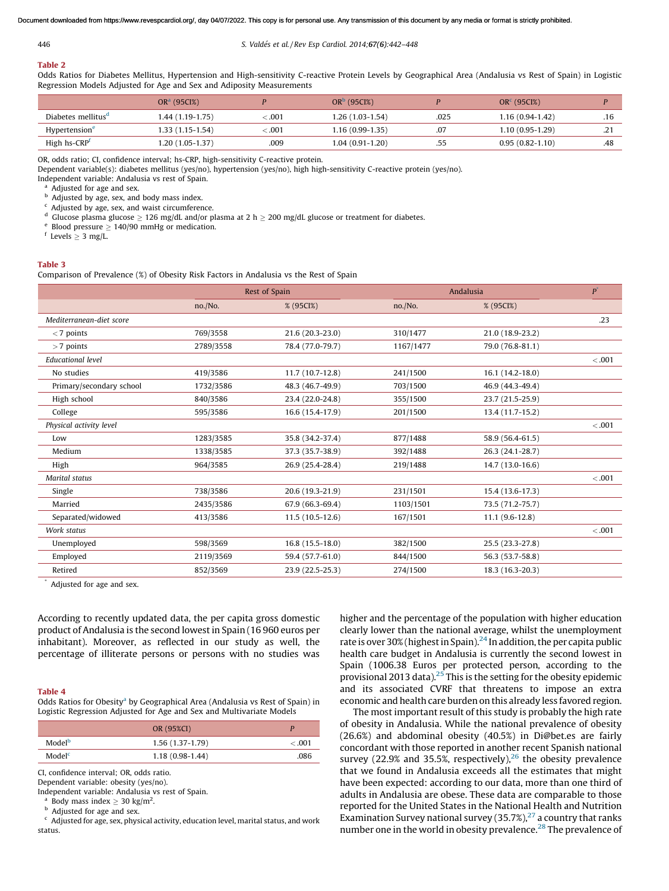**Table 2**

Odds Ratios for Diabetes Mellitus, Hypertension and High-sensitivity C-reactive Protein Levels by Geographical Area (Andalusia vs Rest of Spain) in Logistic Regression Models Adjusted for Age and Sex and Adiposity Measurements

| | OR[a] (95CI%) | P | OR[b] (95CI%) | P | OR[c] (95CI%) | P |
|---|---|---|---|---|---|---|
| Diabetes mellitus[d] | 1.44 (1.19-1.75) | <.001 | 1.26 (1.03-1.54) | .025 | 1.16 (0.94-1.42) | .16 |
| Hypertension[e] | 1.33 (1.15-1.54) | <.001 | 1.16 (0.99-1.35) | .07 | 1.10 (0.95-1.29) | .21 |
| High hs-CRP[f] | 1.20 (1.05-1.37) | .009 | 1.04 (0.91-1.20) | .55 | 0.95 (0.82-1.10) | .48 |

OR, odds ratio; CI, confidence interval; hs-CRP, high-sensitivity C-reactive protein.
Dependent variable(s): diabetes mellitus (yes/no), hypertension (yes/no), high high-sensitivity C-reactive protein (yes/no).
Independent variable: Andalusia vs rest of Spain.
[a] Adjusted for age and sex.
[b] Adjusted by age, sex, and body mass index.
[c] Adjusted by age, sex, and waist circumference.
[d] Glucose plasma glucose ≥ 126 mg/dL and/or plasma at 2 h ≥ 200 mg/dL glucose or treatment for diabetes.
[e] Blood pressure ≥ 140/90 mmHg or medication.
[f] Levels ≥ 3 mg/L.

**Table 3**

Comparison of Prevalence (%) of Obesity Risk Factors in Andalusia vs the Rest of Spain

| | Rest of Spain | | Andalusia | | P[*] |
|---|---|---|---|---|---|
| | no./No. | % (95CI%) | no./No. | % (95CI%) | |
| *Mediterranean-diet score* | | | | | .23 |
| <7 points | 769/3558 | 21.6 (20.3-23.0) | 310/1477 | 21.0 (18.9-23.2) | |
| >7 points | 2789/3558 | 78.4 (77.0-79.7) | 1167/1477 | 79.0 (76.8-81.1) | |
| *Educational level* | | | | | <.001 |
| No studies | 419/3586 | 11.7 (10.7-12.8) | 241/1500 | 16.1 (14.2-18.0) | |
| Primary/secondary school | 1732/3586 | 48.3 (46.7-49.9) | 703/1500 | 46.9 (44.3-49.4) | |
| High school | 840/3586 | 23.4 (22.0-24.8) | 355/1500 | 23.7 (21.5-25.9) | |
| College | 595/3586 | 16.6 (15.4-17.9) | 201/1500 | 13.4 (11.7-15.2) | |
| *Physical activity level* | | | | | <.001 |
| Low | 1283/3585 | 35.8 (34.2-37.4) | 877/1488 | 58.9 (56.4-61.5) | |
| Medium | 1338/3585 | 37.3 (35.7-38.9) | 392/1488 | 26.3 (24.1-28.7) | |
| High | 964/3585 | 26.9 (25.4-28.4) | 219/1488 | 14.7 (13.0-16.6) | |
| *Marital status* | | | | | <.001 |
| Single | 738/3586 | 20.6 (19.3-21.9) | 231/1501 | 15.4 (13.6-17.3) | |
| Married | 2435/3586 | 67.9 (66.3-69.4) | 1103/1501 | 73.5 (71.2-75.7) | |
| Separated/widowed | 413/3586 | 11.5 (10.5-12.6) | 167/1501 | 11.1 (9.6-12.8) | |
| *Work status* | | | | | <.001 |
| Unemployed | 598/3569 | 16.8 (15.5-18.0) | 382/1500 | 25.5 (23.3-27.8) | |
| Employed | 2119/3569 | 59.4 (57.7-61.0) | 844/1500 | 56.3 (53.7-58.8) | |
| Retired | 852/3569 | 23.9 (22.5-25.3) | 274/1500 | 18.3 (16.3-20.3) | |

[*] Adjusted for age and sex.

According to recently updated data, the per capita gross domestic product of Andalusia is the second lowest in Spain (16 960 euros per inhabitant). Moreover, as reflected in our study as well, the percentage of illiterate persons or persons with no studies was higher and the percentage of the population with higher education clearly lower than the national average, whilst the unemployment rate is over 30% (highest in Spain).[24] In addition, the per capita public health care budget in Andalusia is currently the second lowest in Spain (1006.38 Euros per protected person, according to the provisional 2013 data).[25] This is the setting for the obesity epidemic and its associated CVRF that threatens to impose an extra economic and health care burden on this already less favored region.

**Table 4**

Odds Ratios for Obesity[a] by Geographical Area (Andalusia vs Rest of Spain) in Logistic Regression Adjusted for Age and Sex and Multivariate Models

| | OR (95%CI) | P |
|---|---|---|
| Model[b] | 1.56 (1.37-1.79) | <.001 |
| Model[c] | 1.18 (0.98-1.44) | .086 |

CI, confidence interval; OR, odds ratio.
Dependent variable: obesity (yes/no).
Independent variable: Andalusia vs rest of Spain.
[a] Body mass index ≥ 30 kg/m².
[b] Adjusted for age and sex.
[c] Adjusted for age, sex, physical activity, education level, marital status, and work status.

The most important result of this study is probably the high rate of obesity in Andalusia. While the national prevalence of obesity (26.6%) and abdominal obesity (40.5%) in Di@bet.es are fairly concordant with those reported in another recent Spanish national survey (22.9% and 35.5%, respectively),[26] the obesity prevalence that we found in Andalusia exceeds all the estimates that might have been expected: according to our data, more than one third of adults in Andalusia are obese. These data are comparable to those reported for the United States in the National Health and Nutrition Examination Survey national survey (35.7%),[27] a country that ranks number one in the world in obesity prevalence.[28] The prevalence of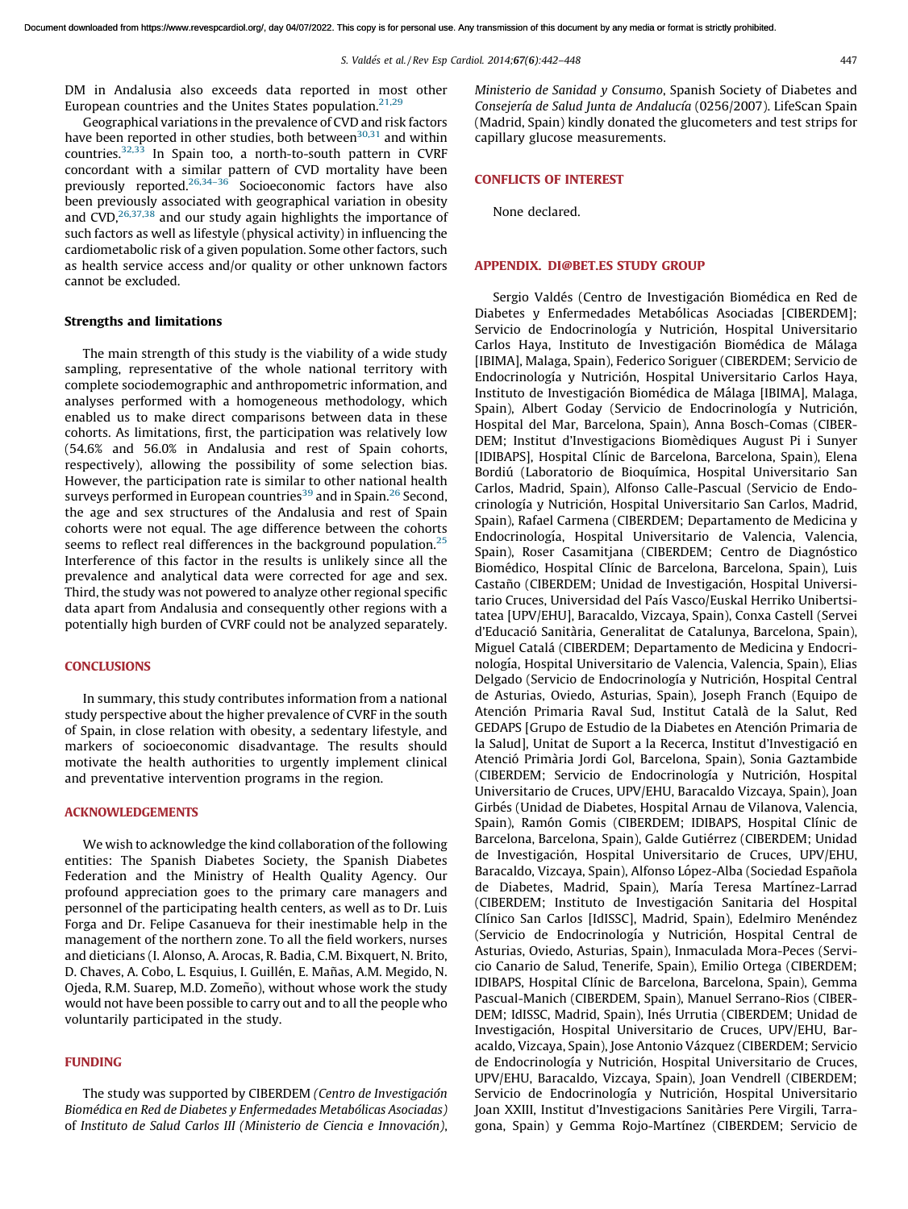DM in Andalusia also exceeds data reported in most other European countries and the Unites States population.[21,29]

Geographical variations in the prevalence of CVD and risk factors have been reported in other studies, both between[30,31] and within countries.[32,33] In Spain too, a north-to-south pattern in CVRF concordant with a similar pattern of CVD mortality have been previously reported.[26,34–36] Socioeconomic factors have also been previously associated with geographical variation in obesity and CVD,[26,37,38] and our study again highlights the importance of such factors as well as lifestyle (physical activity) in influencing the cardiometabolic risk of a given population. Some other factors, such as health service access and/or quality or other unknown factors cannot be excluded.

### Strengths and limitations

The main strength of this study is the viability of a wide study sampling, representative of the whole national territory with complete sociodemographic and anthropometric information, and analyses performed with a homogeneous methodology, which enabled us to make direct comparisons between data in these cohorts. As limitations, first, the participation was relatively low (54.6% and 56.0% in Andalusia and rest of Spain cohorts, respectively), allowing the possibility of some selection bias. However, the participation rate is similar to other national health surveys performed in European countries[39] and in Spain.[26] Second, the age and sex structures of the Andalusia and rest of Spain cohorts were not equal. The age difference between the cohorts seems to reflect real differences in the background population.[25] Interference of this factor in the results is unlikely since all the prevalence and analytical data were corrected for age and sex. Third, the study was not powered to analyze other regional specific data apart from Andalusia and consequently other regions with a potentially high burden of CVRF could not be analyzed separately.

## CONCLUSIONS

In summary, this study contributes information from a national study perspective about the higher prevalence of CVRF in the south of Spain, in close relation with obesity, a sedentary lifestyle, and markers of socioeconomic disadvantage. The results should motivate the health authorities to urgently implement clinical and preventative intervention programs in the region.

## ACKNOWLEDGEMENTS

We wish to acknowledge the kind collaboration of the following entities: The Spanish Diabetes Society, the Spanish Diabetes Federation and the Ministry of Health Quality Agency. Our profound appreciation goes to the primary care managers and personnel of the participating health centers, as well as to Dr. Luis Forga and Dr. Felipe Casanueva for their inestimable help in the management of the northern zone. To all the field workers, nurses and dieticians (I. Alonso, A. Arocas, R. Badia, C.M. Bixquert, N. Brito, D. Chaves, A. Cobo, L. Esquius, I. Guillén, E. Mañas, A.M. Megido, N. Ojeda, R.M. Suarep, M.D. Zomeño), without whose work the study would not have been possible to carry out and to all the people who voluntarily participated in the study.

## FUNDING

The study was supported by CIBERDEM *(Centro de Investigación Biomédica en Red de Diabetes y Enfermedades Metabólicas Asociadas)* of *Instituto de Salud Carlos III (Ministerio de Ciencia e Innovación)*, *Ministerio de Sanidad y Consumo*, Spanish Society of Diabetes and *Consejería de Salud Junta de Andalucía* (0256/2007). LifeScan Spain (Madrid, Spain) kindly donated the glucometers and test strips for capillary glucose measurements.

## CONFLICTS OF INTEREST

None declared.

## APPENDIX. DI@BET.ES STUDY GROUP

Sergio Valdés (Centro de Investigación Biomédica en Red de Diabetes y Enfermedades Metabólicas Asociadas [CIBERDEM]; Servicio de Endocrinología y Nutrición, Hospital Universitario Carlos Haya, Instituto de Investigación Biomédica de Málaga [IBIMA], Malaga, Spain), Federico Soriguer (CIBERDEM; Servicio de Endocrinología y Nutrición, Hospital Universitario Carlos Haya, Instituto de Investigación Biomédica de Málaga [IBIMA], Malaga, Spain), Albert Goday (Servicio de Endocrinología y Nutrición, Hospital del Mar, Barcelona, Spain), Anna Bosch-Comas (CIBERDEM; Institut d'Investigacions Biomèdiques August Pi i Sunyer [IDIBAPS], Hospital Clínic de Barcelona, Barcelona, Spain), Elena Bordiú (Laboratorio de Bioquímica, Hospital Universitario San Carlos, Madrid, Spain), Alfonso Calle-Pascual (Servicio de Endocrinología y Nutrición, Hospital Universitario San Carlos, Madrid, Spain), Rafael Carmena (CIBERDEM; Departamento de Medicina y Endocrinología, Hospital Universitario de Valencia, Valencia, Spain), Roser Casamitjana (CIBERDEM; Centro de Diagnóstico Biomédico, Hospital Clínic de Barcelona, Barcelona, Spain), Luis Castaño (CIBERDEM; Unidad de Investigación, Hospital Universitario Cruces, Universidad del País Vasco/Euskal Herriko Unibertsitatea [UPV/EHU], Baracaldo, Vizcaya, Spain), Conxa Castell (Servei d'Educació Sanitària, Generalitat de Catalunya, Barcelona, Spain), Miguel Catalá (CIBERDEM; Departamento de Medicina y Endocrinología, Hospital Universitario de Valencia, Valencia, Spain), Elias Delgado (Servicio de Endocrinología y Nutrición, Hospital Central de Asturias, Oviedo, Asturias, Spain), Joseph Franch (Equipo de Atención Primaria Raval Sud, Institut Català de la Salut, Red GEDAPS [Grupo de Estudio de la Diabetes en Atención Primaria de la Salud], Unitat de Suport a la Recerca, Institut d'Investigació en Atenció Primària Jordi Gol, Barcelona, Spain), Sonia Gaztambide (CIBERDEM; Servicio de Endocrinología y Nutrición, Hospital Universitario de Cruces, UPV/EHU, Baracaldo Vizcaya, Spain), Joan Girbés (Unidad de Diabetes, Hospital Arnau de Vilanova, Valencia, Spain), Ramón Gomis (CIBERDEM; IDIBAPS, Hospital Clínic de Barcelona, Barcelona, Spain), Galde Gutiérrez (CIBERDEM; Unidad de Investigación, Hospital Universitario de Cruces, UPV/EHU, Baracaldo, Vizcaya, Spain), Alfonso López-Alba (Sociedad Española de Diabetes, Madrid, Spain), María Teresa Martínez-Larrad (CIBERDEM; Instituto de Investigación Sanitaria del Hospital Clínico San Carlos [IdISSC], Madrid, Spain), Edelmiro Menéndez (Servicio de Endocrinología y Nutrición, Hospital Central de Asturias, Oviedo, Asturias, Spain), Inmaculada Mora-Peces (Servicio Canario de Salud, Tenerife, Spain), Emilio Ortega (CIBERDEM; IDIBAPS, Hospital Clínic de Barcelona, Barcelona, Spain), Gemma Pascual-Manich (CIBERDEM, Spain), Manuel Serrano-Rios (CIBERDEM; IdISSC, Madrid, Spain), Inés Urrutia (CIBERDEM; Unidad de Investigación, Hospital Universitario de Cruces, UPV/EHU, Baracaldo, Vizcaya, Spain), Jose Antonio Vázquez (CIBERDEM; Servicio de Endocrinología y Nutrición, Hospital Universitario de Cruces, UPV/EHU, Baracaldo, Vizcaya, Spain), Joan Vendrell (CIBERDEM; Servicio de Endocrinología y Nutrición, Hospital Universitario Joan XXIII, Institut d'Investigacions Sanitàries Pere Virgili, Tarragona, Spain) y Gemma Rojo-Martínez (CIBERDEM; Servicio de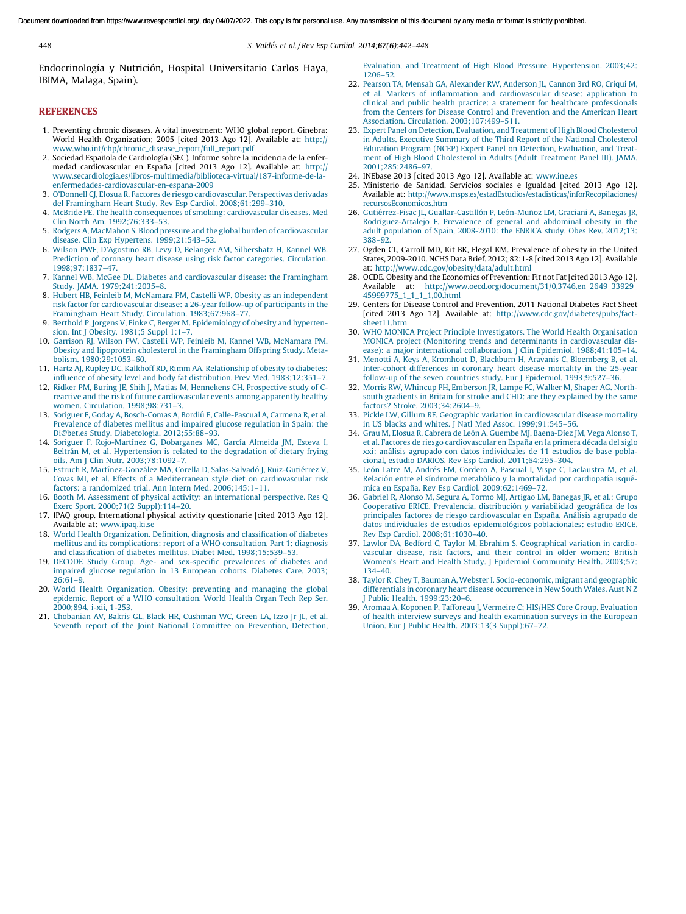Endocrinología y Nutrición, Hospital Universitario Carlos Haya, IBIMA, Malaga, Spain).

## REFERENCES

1. Preventing chronic diseases. A vital investment: WHO global report. Ginebra: World Health Organization; 2005 [cited 2013 Ago 12]. Available at: http://www.who.int/chp/chronic_disease_report/full_report.pdf
2. Sociedad Española de Cardiología (SEC). Informe sobre la incidencia de la enfermedad cardiovascular en España [cited 2013 Ago 12]. Available at: http://www.secardiologia.es/libros-multimedia/biblioteca-virtual/187-informe-de-la-enfermedades-cardiovascular-en-espana-2009
3. O'Donnell CJ, Elosua R. Factores de riesgo cardiovascular. Perspectivas derivadas del Framingham Heart Study. Rev Esp Cardiol. 2008;61:299–310.
4. McBride PE. The health consequences of smoking: cardiovascular diseases. Med Clin North Am. 1992;76:333–53.
5. Rodgers A, MacMahon S. Blood pressure and the global burden of cardiovascular disease. Clin Exp Hypertens. 1999;21:543–52.
6. Wilson PWF, D'Agostino RB, Levy D, Belanger AM, Silbershatz H, Kannel WB. Prediction of coronary heart disease using risk factor categories. Circulation. 1998;97:1837–47.
7. Kannel WB, McGee DL. Diabetes and cardiovascular disease: the Framingham Study. JAMA. 1979;241:2035–8.
8. Hubert HB, Feinleib M, McNamara PM, Castelli WP. Obesity as an independent risk factor for cardiovascular disease: a 26-year follow-up of participants in the Framingham Heart Study. Circulation. 1983;67:968–77.
9. Berthold P, Jorgens V, Finke C, Berger M. Epidemiology of obesity and hypertension. Int J Obesity. 1981;5 Suppl 1:1–7.
10. Garrison RJ, Wilson PW, Castelli WP, Feinleib M, Kannel WB, McNamara PM. Obesity and lipoprotein cholesterol in the Framingham Offspring Study. Metabolism. 1980;29:1053–60.
11. Hartz AJ, Rupley DC, Kalkhoff RD, Rimm AA. Relationship of obesity to diabetes: influence of obesity level and body fat distribution. Prev Med. 1983;12:351–7.
12. Ridker PM, Buring JE, Shih J, Matias M, Hennekens CH. Prospective study of C-reactive and the risk of future cardiovascular events among apparently healthy women. Circulation. 1998;98:731–3.
13. Soriguer F, Goday A, Bosch-Comas A, Bordiú E, Calle-Pascual A, Carmena R, et al. Prevalence of diabetes mellitus and impaired glucose regulation in Spain: the Di@bet.es Study. Diabetologia. 2012;55:88–93.
14. Soriguer F, Rojo-Martínez G, Dobarganes MC, García Almeida JM, Esteva I, Beltrán M, et al. Hypertension is related to the degradation of dietary frying oils. Am J Clin Nutr. 2003;78:1092–7.
15. Estruch R, Martínez-González MA, Corella D, Salas-Salvadó J, Ruiz-Gutiérrez V, Covas MI, et al. Effects of a Mediterranean style diet on cardiovascular risk factors: a randomized trial. Ann Intern Med. 2006;145:1–11.
16. Booth M. Assessment of physical activity: an international perspective. Res Q Exerc Sport. 2000;71(2 Suppl):114–20.
17. IPAQ group. International physical activity questionarie [cited 2013 Ago 12]. Available at: www.ipaq.ki.se
18. World Health Organization. Definition, diagnosis and classification of diabetes mellitus and its complications: report of a WHO consultation. Part 1: diagnosis and classification of diabetes mellitus. Diabet Med. 1998;15:539–53.
19. DECODE Study Group. Age- and sex-specific prevalences of diabetes and impaired glucose regulation in 13 European cohorts. Diabetes Care. 2003; 26:61–9.
20. World Health Organization. Obesity: preventing and managing the global epidemic. Report of a WHO consultation. World Health Organ Tech Rep Ser. 2000;894. i-xii, 1-253.
21. Chobanian AV, Bakris GL, Black HR, Cushman WC, Green LA, Izzo Jr JL, et al. Seventh report of the Joint National Committee on Prevention, Detection, Evaluation, and Treatment of High Blood Pressure. Hypertension. 2003;42: 1206–52.
22. Pearson TA, Mensah GA, Alexander RW, Anderson JL, Cannon 3rd RO, Criqui M, et al. Markers of inflammation and cardiovascular disease: application to clinical and public health practice: a statement for healthcare professionals from the Centers for Disease Control and Prevention and the American Heart Association. Circulation. 2003;107:499–511.
23. Expert Panel on Detection, Evaluation, and Treatment of High Blood Cholesterol in Adults. Executive Summary of the Third Report of the National Cholesterol Education Program (NCEP) Expert Panel on Detection, Evaluation, and Treatment of High Blood Cholesterol in Adults (Adult Treatment Panel III). JAMA. 2001;285:2486–97.
24. INEbase 2013 [cited 2013 Ago 12]. Available at: www.ine.es
25. Ministerio de Sanidad, Servicios sociales e Igualdad [cited 2013 Ago 12]. Available at: http://www.msps.es/estadEstudios/estadisticas/inforRecopilaciones/recursosEconomicos.htm
26. Gutiérrez-Fisac JL, Guallar-Castillón P, León-Muñoz LM, Graciani A, Banegas JR, Rodríguez-Artalejo F. Prevalence of general and abdominal obesity in the adult population of Spain, 2008-2010: the ENRICA study. Obes Rev. 2012;13: 388–92.
27. Ogden CL, Carroll MD, Kit BK, Flegal KM. Prevalence of obesity in the United States, 2009-2010. NCHS Data Brief. 2012; 82:1-8 [cited 2013 Ago 12]. Available at: http://www.cdc.gov/obesity/data/adult.html
28. OCDE. Obesity and the Economics of Prevention: Fit not Fat [cited 2013 Ago 12]. Available at: http://www.oecd.org/document/31/0,3746,en_2649_33929_45999775_1_1_1_1,00.html
29. Centers for Disease Control and Prevention. 2011 National Diabetes Fact Sheet [cited 2013 Ago 12]. Available at: http://www.cdc.gov/diabetes/pubs/factsheet11.htm
30. WHO MONICA Project Principle Investigators. The World Health Organisation MONICA project (Monitoring trends and determinants in cardiovascular disease): a major international collaboration. J Clin Epidemiol. 1988;41:105–14.
31. Menotti A, Keys A, Kromhout D, Blackburn H, Aravanis C, Bloemberg B, et al. Inter-cohort differences in coronary heart disease mortality in the 25-year follow-up of the seven countries study. Eur J Epidemiol. 1993;9:527–36.
32. Morris RW, Whincup PH, Emberson JR, Lampe FC, Walker M, Shaper AG. North-south gradients in Britain for stroke and CHD: are they explained by the same factors? Stroke. 2003;34:2604–9.
33. Pickle LW, Gillum RF. Geographic variation in cardiovascular disease mortality in US blacks and whites. J Natl Med Assoc. 1999;91:545–56.
34. Grau M, Elosua R, Cabrera de León A, Guembe MJ, Baena-Díez JM, Vega Alonso T, et al. Factores de riesgo cardiovascular en España en la primera década del siglo xxi: análisis agrupado con datos individuales de 11 estudios de base poblacional, estudio DARIOS. Rev Esp Cardiol. 2011;64:295–304.
35. León Latre M, Andrés EM, Cordero A, Pascual I, Vispe C, Laclaustra M, et al. Relación entre el síndrome metabólico y la mortalidad por cardiopatía isquémica en España. Rev Esp Cardiol. 2009;62:1469–72.
36. Gabriel R, Alonso M, Segura A, Tormo MJ, Artigao LM, Banegas JR, et al.; Grupo Cooperativo ERICE. Prevalencia, distribución y variabilidad geográfica de los principales factores de riesgo cardiovascular en España. Análisis agrupado de datos individuales de estudios epidemiológicos poblacionales: estudio ERICE. Rev Esp Cardiol. 2008;61:1030–40.
37. Lawlor DA, Bedford C, Taylor M, Ebrahim S. Geographical variation in cardiovascular disease, risk factors, and their control in older women: British Women's Heart and Health Study. J Epidemiol Community Health. 2003;57: 134–40.
38. Taylor R, Chey T, Bauman A, Webster I. Socio-economic, migrant and geographic differentials in coronary heart disease occurrence in New South Wales. Aust N Z J Public Health. 1999;23:20–6.
39. Aromaa A, Koponen P, Tafforeau J, Vermeire C; HIS/HES Core Group. Evaluation of health interview surveys and health examination surveys in the European Union. Eur J Public Health. 2003;13(3 Suppl):67–72.